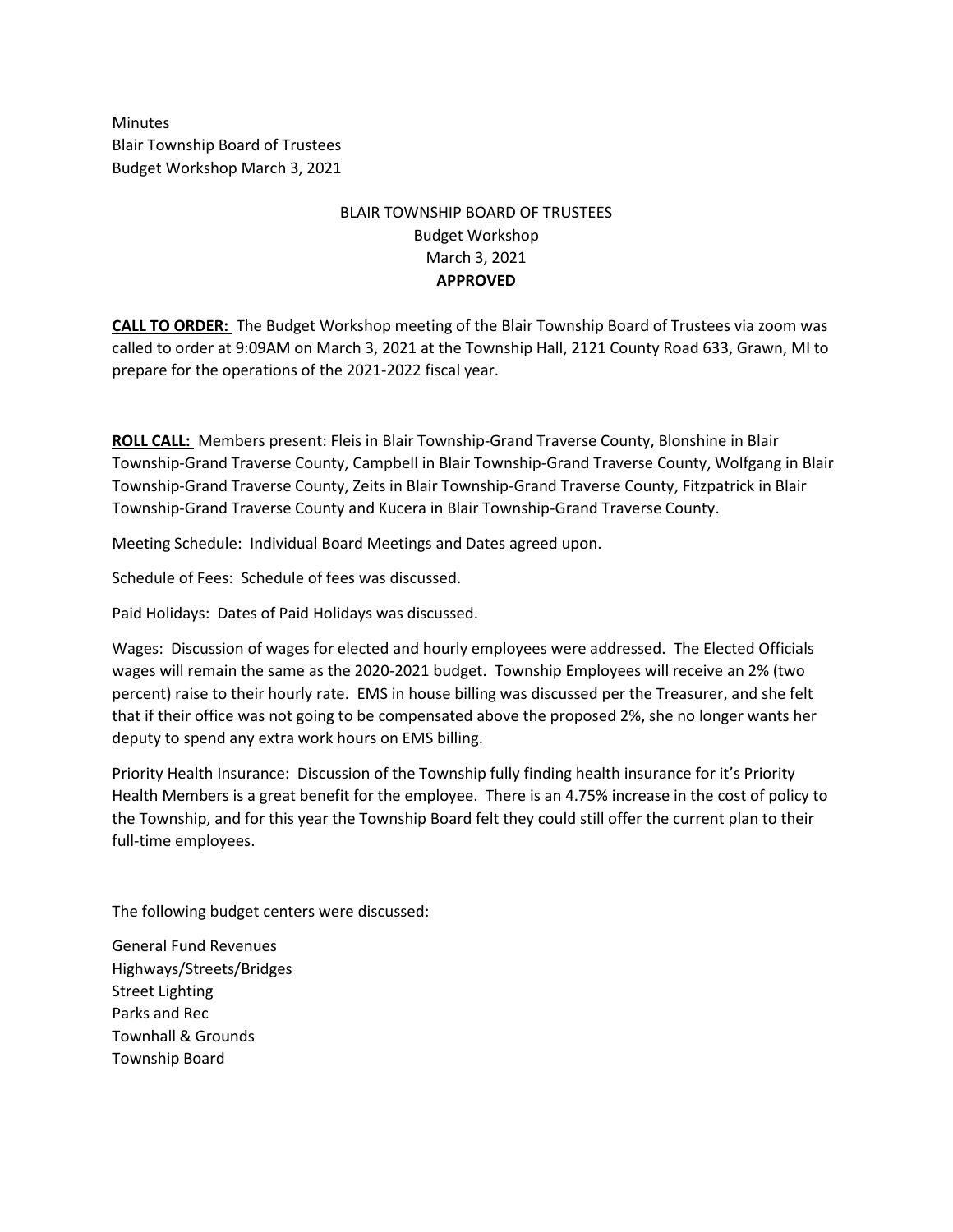Minutes
Blair Township Board of Trustees
Budget Workshop March 3, 2021

BLAIR TOWNSHIP BOARD OF TRUSTEES
Budget Workshop
March 3, 2021
**APPROVED**

**CALL TO ORDER:** The Budget Workshop meeting of the Blair Township Board of Trustees via zoom was called to order at 9:09AM on March 3, 2021 at the Township Hall, 2121 County Road 633, Grawn, MI to prepare for the operations of the 2021-2022 fiscal year.

**ROLL CALL:** Members present: Fleis in Blair Township-Grand Traverse County, Blonshine in Blair Township-Grand Traverse County, Campbell in Blair Township-Grand Traverse County, Wolfgang in Blair Township-Grand Traverse County, Zeits in Blair Township-Grand Traverse County, Fitzpatrick in Blair Township-Grand Traverse County and Kucera in Blair Township-Grand Traverse County.

Meeting Schedule: Individual Board Meetings and Dates agreed upon.

Schedule of Fees: Schedule of fees was discussed.

Paid Holidays: Dates of Paid Holidays was discussed.

Wages: Discussion of wages for elected and hourly employees were addressed. The Elected Officials wages will remain the same as the 2020-2021 budget. Township Employees will receive an 2% (two percent) raise to their hourly rate. EMS in house billing was discussed per the Treasurer, and she felt that if their office was not going to be compensated above the proposed 2%, she no longer wants her deputy to spend any extra work hours on EMS billing.

Priority Health Insurance: Discussion of the Township fully finding health insurance for it's Priority Health Members is a great benefit for the employee. There is an 4.75% increase in the cost of policy to the Township, and for this year the Township Board felt they could still offer the current plan to their full-time employees.

The following budget centers were discussed:

General Fund Revenues
Highways/Streets/Bridges
Street Lighting
Parks and Rec
Townhall & Grounds
Township Board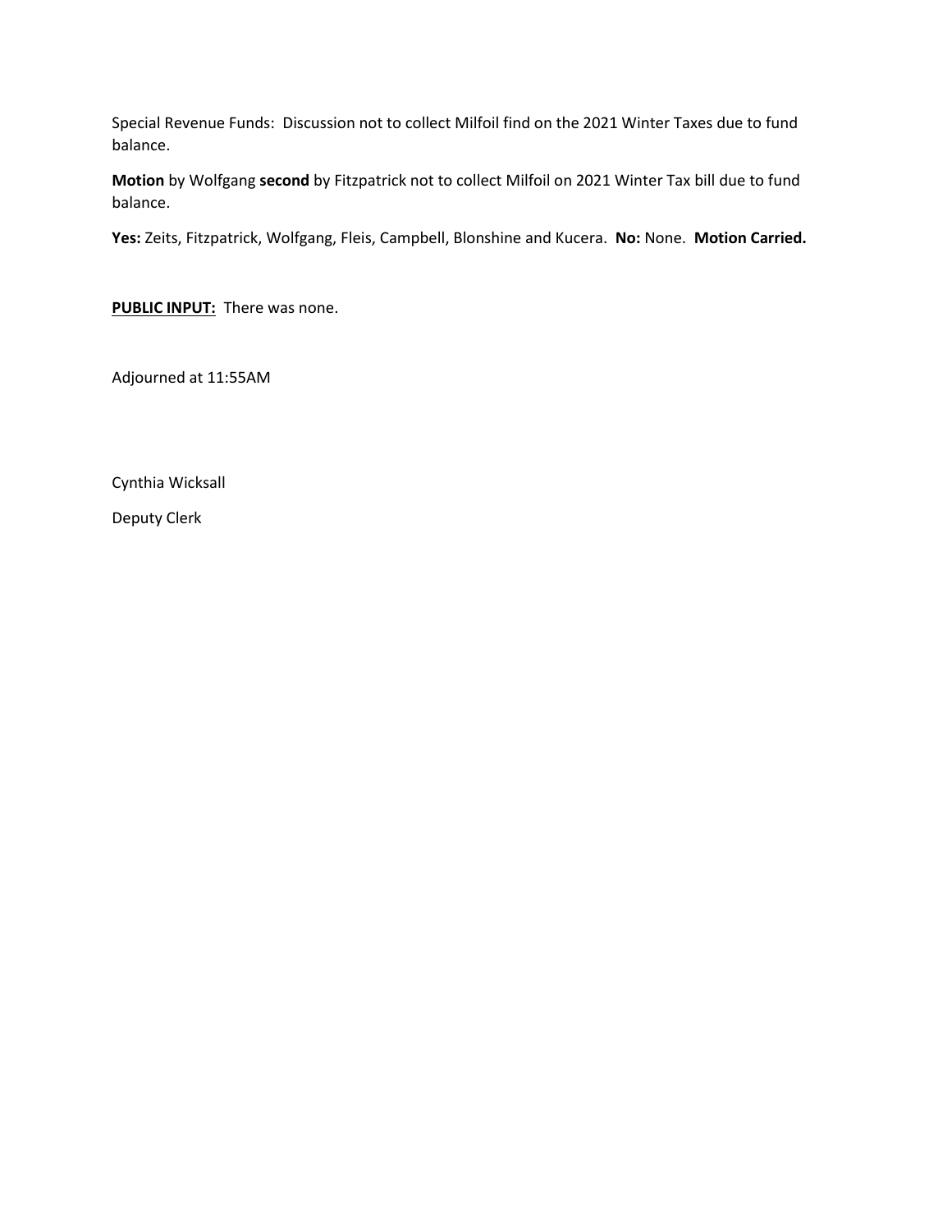Special Revenue Funds: Discussion not to collect Milfoil find on the 2021 Winter Taxes due to fund balance.

**Motion** by Wolfgang **second** by Fitzpatrick not to collect Milfoil on 2021 Winter Tax bill due to fund balance.

**Yes:** Zeits, Fitzpatrick, Wolfgang, Fleis, Campbell, Blonshine and Kucera. **No:** None. **Motion Carried.**

**PUBLIC INPUT:** There was none.

Adjourned at 11:55AM

Cynthia Wicksall

Deputy Clerk